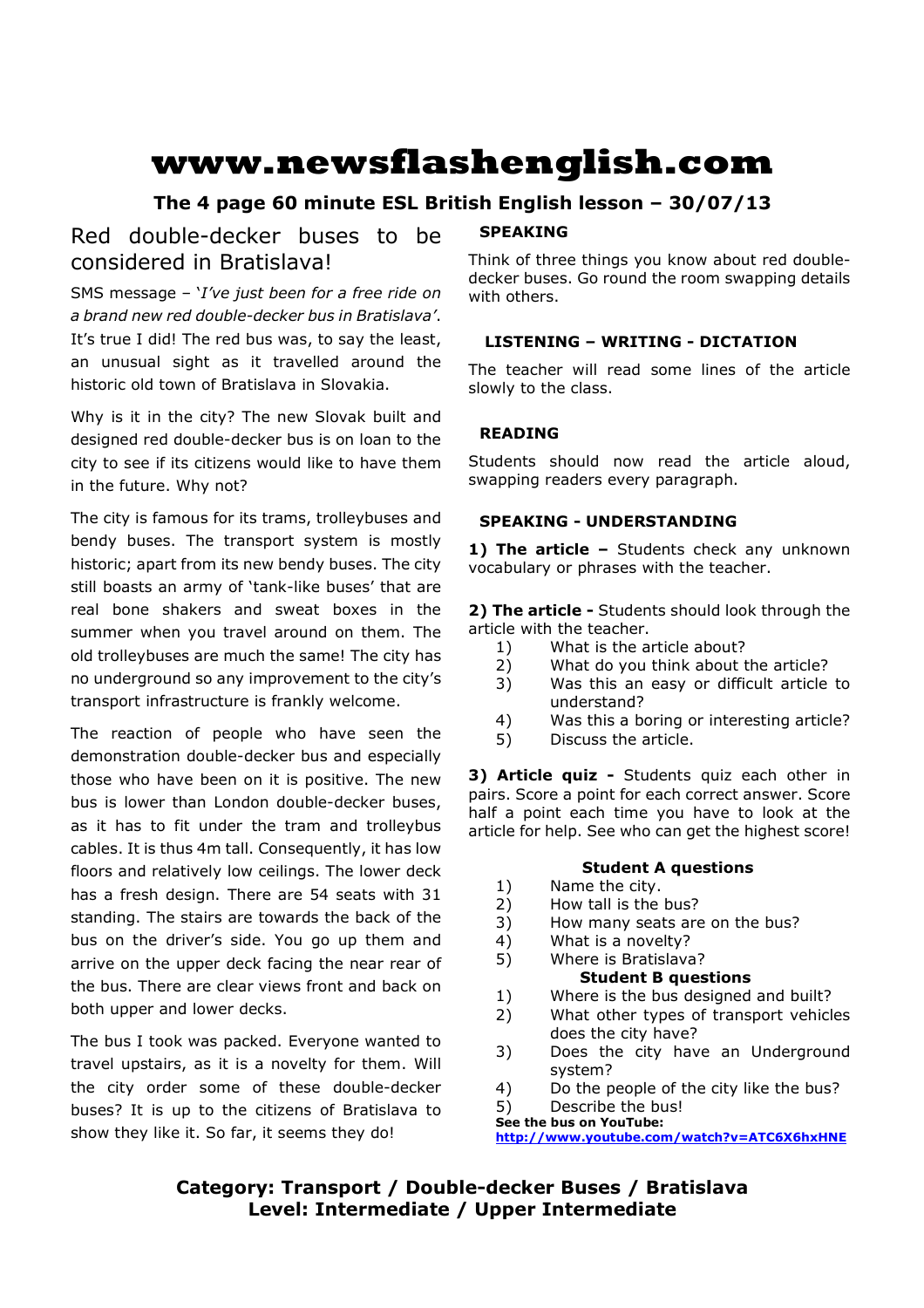# www.newsflashenglish.com

## The 4 page 60 minute ESL British English lesson – 30/07/13

## Red double-decker buses to be considered in Bratislava!

SMS message – '*I've just been for a free ride on a brand new red double-decker bus in Bratislava'*. It's true I did! The red bus was, to say the least, an unusual sight as it travelled around the historic old town of Bratislava in Slovakia.

Why is it in the city? The new Slovak built and designed red double-decker bus is on loan to the city to see if its citizens would like to have them in the future. Why not?

The city is famous for its trams, trolleybuses and bendy buses. The transport system is mostly historic; apart from its new bendy buses. The city still boasts an army of 'tank-like buses' that are real bone shakers and sweat boxes in the summer when you travel around on them. The old trolleybuses are much the same! The city has no underground so any improvement to the city's transport infrastructure is frankly welcome.

The reaction of people who have seen the demonstration double-decker bus and especially those who have been on it is positive. The new bus is lower than London double-decker buses, as it has to fit under the tram and trolleybus cables. It is thus 4m tall. Consequently, it has low floors and relatively low ceilings. The lower deck has a fresh design. There are 54 seats with 31 standing. The stairs are towards the back of the bus on the driver's side. You go up them and arrive on the upper deck facing the near rear of the bus. There are clear views front and back on both upper and lower decks.

The bus I took was packed. Everyone wanted to travel upstairs, as it is a novelty for them. Will the city order some of these double-decker buses? It is up to the citizens of Bratislava to show they like it. So far, it seems they do!

### SPEAKING

Think of three things you know about red double-decker buses. Go round the room swapping details with others.

### LISTENING – WRITING - DICTATION

The teacher will read some lines of the article slowly to the class.

### READING

Students should now read the article aloud, swapping readers every paragraph.

### SPEAKING - UNDERSTANDING

**1) The article –** Students check any unknown vocabulary or phrases with the teacher.

**2) The article -** Students should look through the article with the teacher.

1) What is the article about?
2) What do you think about the article?
3) Was this an easy or difficult article to understand?
4) Was this a boring or interesting article?
5) Discuss the article.

**3) Article quiz -** Students quiz each other in pairs. Score a point for each correct answer. Score half a point each time you have to look at the article for help. See who can get the highest score!

**Student A questions**

1) Name the city.
2) How tall is the bus?
3) How many seats are on the bus?
4) What is a novelty?
5) Where is Bratislava?

**Student B questions**

1) Where is the bus designed and built?
2) What other types of transport vehicles does the city have?
3) Does the city have an Underground system?
4) Do the people of the city like the bus?
5) Describe the bus!

**See the bus on YouTube:**
**http://www.youtube.com/watch?v=ATC6X6hxHNE**

**Category: Transport / Double-decker Buses / Bratislava**
**Level: Intermediate / Upper Intermediate**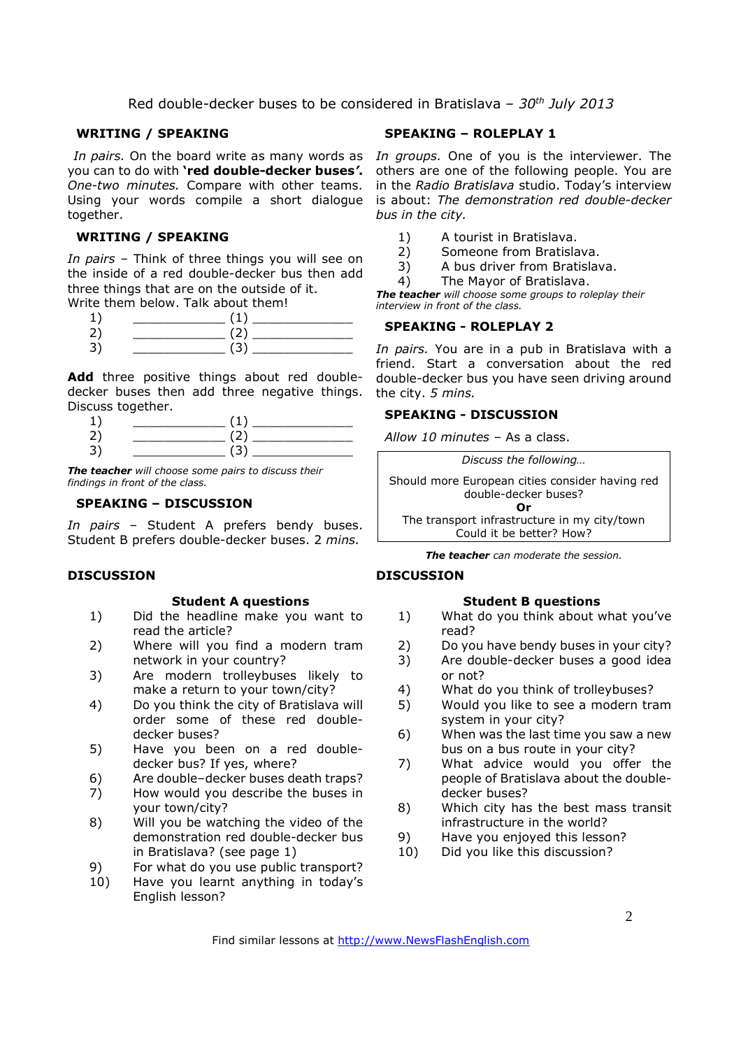Red double-decker buses to be considered in Bratislava – *30th July 2013*

## WRITING / SPEAKING

*In pairs.* On the board write as many words as you can to do with **'red double-decker buses'.** *One-two minutes.* Compare with other teams. Using your words compile a short dialogue together.

## WRITING / SPEAKING

*In pairs* – Think of three things you will see on the inside of a red double-decker bus then add three things that are on the outside of it. Write them below. Talk about them!

1) ____________ (1) _____________
2) ____________ (2) _____________
3) ____________ (3) _____________

**Add** three positive things about red double-decker buses then add three negative things. Discuss together.

1) ____________ (1) _____________
2) ____________ (2) _____________
3) ____________ (3) _____________

***The teacher*** *will choose some pairs to discuss their findings in front of the class.*

## SPEAKING – DISCUSSION

*In pairs* – Student A prefers bendy buses. Student B prefers double-decker buses. 2 *mins.*

## SPEAKING – ROLEPLAY 1

*In groups.* One of you is the interviewer. The others are one of the following people. You are in the *Radio Bratislava* studio. Today's interview is about: *The demonstration red double-decker bus in the city.*

1) A tourist in Bratislava.
2) Someone from Bratislava.
3) A bus driver from Bratislava.
4) The Mayor of Bratislava.

***The teacher*** *will choose some groups to roleplay their interview in front of the class.*

## SPEAKING - ROLEPLAY 2

*In pairs.* You are in a pub in Bratislava with a friend. Start a conversation about the red double-decker bus you have seen driving around the city. *5 mins.*

## SPEAKING - DISCUSSION

*Allow 10 minutes* – As a class.

*Discuss the following…*

Should more European cities consider having red double-decker buses?

**Or**

The transport infrastructure in my city/town Could it be better? How?

***The teacher*** *can moderate the session.*

## DISCUSSION

### Student A questions

1) Did the headline make you want to read the article?
2) Where will you find a modern tram network in your country?
3) Are modern trolleybuses likely to make a return to your town/city?
4) Do you think the city of Bratislava will order some of these red double-decker buses?
5) Have you been on a red double-decker bus? If yes, where?
6) Are double–decker buses death traps?
7) How would you describe the buses in your town/city?
8) Will you be watching the video of the demonstration red double-decker bus in Bratislava? (see page 1)
9) For what do you use public transport?
10) Have you learnt anything in today's English lesson?

## DISCUSSION

### Student B questions

1) What do you think about what you've read?
2) Do you have bendy buses in your city?
3) Are double-decker buses a good idea or not?
4) What do you think of trolleybuses?
5) Would you like to see a modern tram system in your city?
6) When was the last time you saw a new bus on a bus route in your city?
7) What advice would you offer the people of Bratislava about the double-decker buses?
8) Which city has the best mass transit infrastructure in the world?
9) Have you enjoyed this lesson?
10) Did you like this discussion?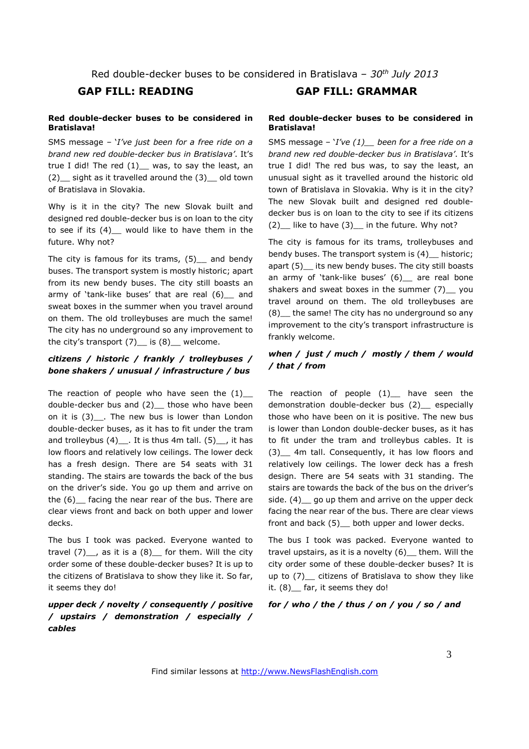Red double-decker buses to be considered in Bratislava – *30th July 2013*

## GAP FILL: READING

**Red double-decker buses to be considered in Bratislava!**

SMS message – '*I've just been for a free ride on a brand new red double-decker bus in Bratislava'*. It's true I did! The red (1)__ was, to say the least, an (2)__ sight as it travelled around the (3)__ old town of Bratislava in Slovakia.

Why is it in the city? The new Slovak built and designed red double-decker bus is on loan to the city to see if its (4)__ would like to have them in the future. Why not?

The city is famous for its trams, (5)__ and bendy buses. The transport system is mostly historic; apart from its new bendy buses. The city still boasts an army of 'tank-like buses' that are real (6)__ and sweat boxes in the summer when you travel around on them. The old trolleybuses are much the same! The city has no underground so any improvement to the city's transport (7)__ is (8)__ welcome.

***citizens / historic / frankly / trolleybuses / bone shakers / unusual / infrastructure / bus***

The reaction of people who have seen the (1)__ double-decker bus and (2)__ those who have been on it is (3)__. The new bus is lower than London double-decker buses, as it has to fit under the tram and trolleybus (4)__. It is thus 4m tall. (5)__, it has low floors and relatively low ceilings. The lower deck has a fresh design. There are 54 seats with 31 standing. The stairs are towards the back of the bus on the driver's side. You go up them and arrive on the (6)__ facing the near rear of the bus. There are clear views front and back on both upper and lower decks.

The bus I took was packed. Everyone wanted to travel (7)__, as it is a (8)__ for them. Will the city order some of these double-decker buses? It is up to the citizens of Bratislava to show they like it. So far, it seems they do!

***upper deck / novelty / consequently / positive / upstairs / demonstration / especially / cables***

## GAP FILL: GRAMMAR

**Red double-decker buses to be considered in Bratislava!**

SMS message – '*I've (1)__ been for a free ride on a brand new red double-decker bus in Bratislava'*. It's true I did! The red bus was, to say the least, an unusual sight as it travelled around the historic old town of Bratislava in Slovakia. Why is it in the city? The new Slovak built and designed red double-decker bus is on loan to the city to see if its citizens (2)__ like to have (3)__ in the future. Why not?

The city is famous for its trams, trolleybuses and bendy buses. The transport system is (4)__ historic; apart (5)__ its new bendy buses. The city still boasts an army of 'tank-like buses' (6)__ are real bone shakers and sweat boxes in the summer (7)__ you travel around on them. The old trolleybuses are (8)__ the same! The city has no underground so any improvement to the city's transport infrastructure is frankly welcome.

***when / just / much / mostly / them / would / that / from***

The reaction of people (1)__ have seen the demonstration double-decker bus (2)__ especially those who have been on it is positive. The new bus is lower than London double-decker buses, as it has to fit under the tram and trolleybus cables. It is (3)__ 4m tall. Consequently, it has low floors and relatively low ceilings. The lower deck has a fresh design. There are 54 seats with 31 standing. The stairs are towards the back of the bus on the driver's side. (4)__ go up them and arrive on the upper deck facing the near rear of the bus. There are clear views front and back (5)__ both upper and lower decks.

The bus I took was packed. Everyone wanted to travel upstairs, as it is a novelty (6)__ them. Will the city order some of these double-decker buses? It is up to (7)__ citizens of Bratislava to show they like it. (8)__ far, it seems they do!

***for / who / the / thus / on / you / so / and***

Find similar lessons at http://www.NewsFlashEnglish.com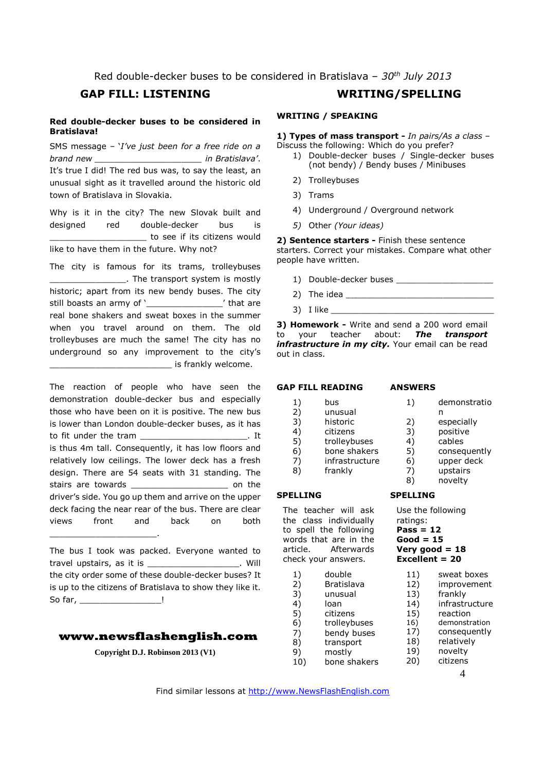Red double-decker buses to be considered in Bratislava – *30th July 2013*

## GAP FILL: LISTENING

**Red double-decker buses to be considered in Bratislava!**

SMS message – '*I've just been for a free ride on a brand new _____________________ in Bratislava'*. It's true I did! The red bus was, to say the least, an unusual sight as it travelled around the historic old town of Bratislava in Slovakia.

Why is it in the city? The new Slovak built and designed red double-decker bus is ___________________ to see if its citizens would like to have them in the future. Why not?

The city is famous for its trams, trolleybuses _______________. The transport system is mostly historic; apart from its new bendy buses. The city still boasts an army of '_______________' that are real bone shakers and sweat boxes in the summer when you travel around on them. The old trolleybuses are much the same! The city has no underground so any improvement to the city's ________________________ is frankly welcome.

The reaction of people who have seen the demonstration double-decker bus and especially those who have been on it is positive. The new bus is lower than London double-decker buses, as it has to fit under the tram ____________________. It is thus 4m tall. Consequently, it has low floors and relatively low ceilings. The lower deck has a fresh design. There are 54 seats with 31 standing. The stairs are towards ___________________ on the driver's side. You go up them and arrive on the upper deck facing the near rear of the bus. There are clear views front and back on both _____________________.

The bus I took was packed. Everyone wanted to travel upstairs, as it is __________________. Will the city order some of these double-decker buses? It is up to the citizens of Bratislava to show they like it. So far, ________________!

**www.newsflashenglish.com**

**Copyright D.J. Robinson 2013 (V1)**

## WRITING/SPELLING

**WRITING / SPEAKING**

**1) Types of mass transport -** *In pairs/As a class –* Discuss the following: Which do you prefer?

1) Double-decker buses / Single-decker buses (not bendy) / Bendy buses / Minibuses
2) Trolleybuses
3) Trams
4) Underground / Overground network
5) *Other (Your ideas)*

**2) Sentence starters -** Finish these sentence starters. Correct your mistakes. Compare what other people have written.

1) Double-decker buses ___________________
2) The idea _____________________________
3) I like ________________________________

**3) Homework -** Write and send a 200 word email to your teacher about: ***The transport infrastructure in my city.*** Your email can be read out in class.

**GAP FILL READING**

1) bus
2) unusual
3) historic
4) citizens
5) trolleybuses
6) bone shakers
7) infrastructure
8) frankly

**ANSWERS**

1) demonstration
2) especially
3) positive
4) cables
5) consequently
6) upper deck
7) upstairs
8) novelty

**SPELLING**

The teacher will ask the class individually to spell the following words that are in the article. Afterwards check your answers.

1) double
2) Bratislava
3) unusual
4) loan
5) citizens
6) trolleybuses
7) bendy buses
8) transport
9) mostly
10) bone shakers

**SPELLING**

Use the following ratings:
**Pass = 12**
**Good = 15**
**Very good = 18**
**Excellent = 20**

11) sweat boxes
12) improvement
13) frankly
14) infrastructure
15) reaction
16) demonstration
17) consequently
18) relatively
19) novelty
20) citizens

Find similar lessons at http://www.NewsFlashEnglish.com